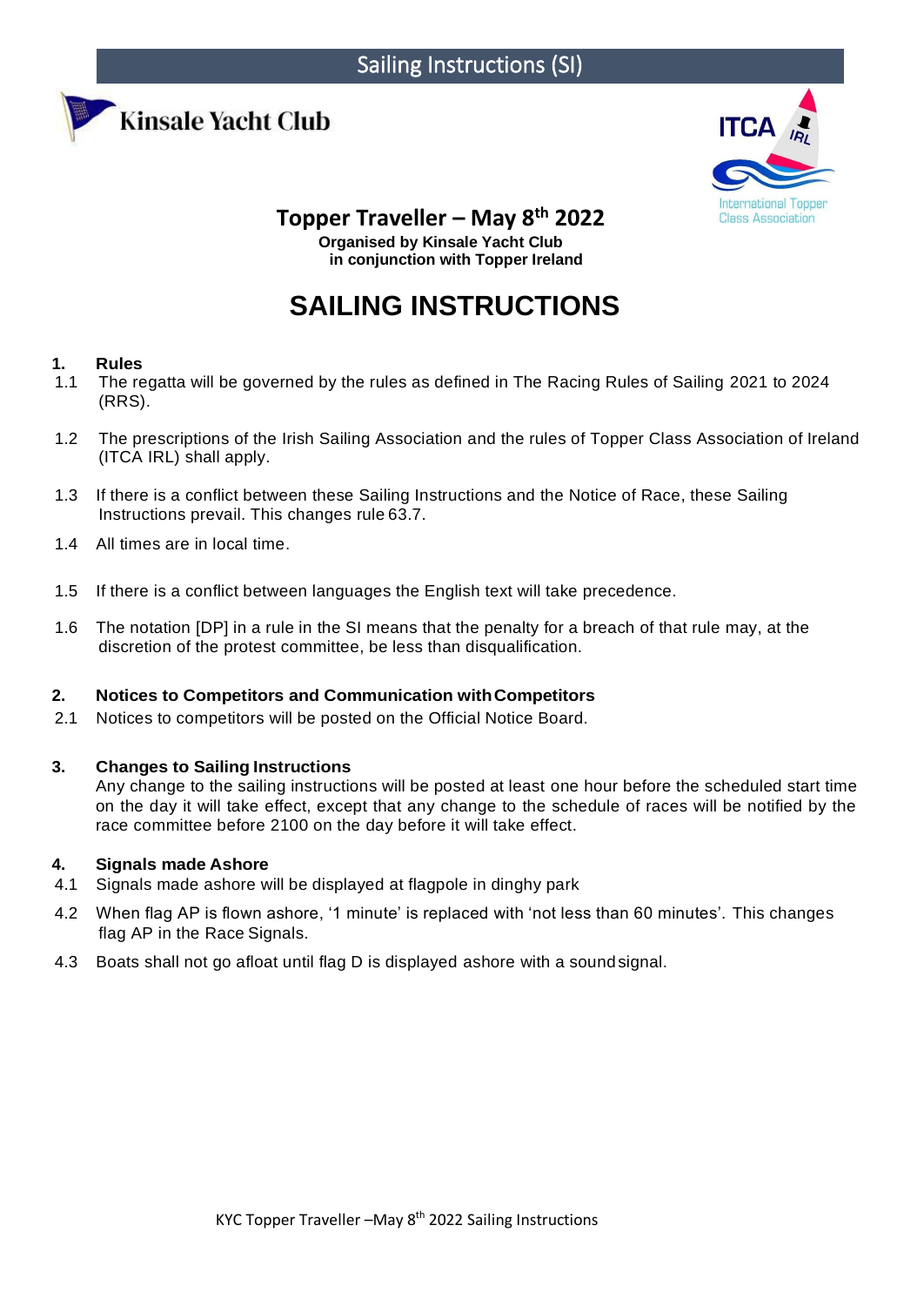Sailing Instructions (SI)

Kinsale Yacht Club

ITCA IRL International Topper Class Association

**Topper Traveller – May 8th 2022**

**Organised by Kinsale Yacht Club in conjunction with Topper Ireland**

# SAILING INSTRUCTIONS

## 1. Rules

1.1 The regatta will be governed by the rules as defined in The Racing Rules of Sailing 2021 to 2024 (RRS).

1.2 The prescriptions of the Irish Sailing Association and the rules of Topper Class Association of Ireland (ITCA IRL) shall apply.

1.3 If there is a conflict between these Sailing Instructions and the Notice of Race, these Sailing Instructions prevail. This changes rule 63.7.

1.4 All times are in local time.

1.5 If there is a conflict between languages the English text will take precedence.

1.6 The notation [DP] in a rule in the SI means that the penalty for a breach of that rule may, at the discretion of the protest committee, be less than disqualification.

## 2. Notices to Competitors and Communication with Competitors

2.1 Notices to competitors will be posted on the Official Notice Board.

## 3. Changes to Sailing Instructions

Any change to the sailing instructions will be posted at least one hour before the scheduled start time on the day it will take effect, except that any change to the schedule of races will be notified by the race committee before 2100 on the day before it will take effect.

## 4. Signals made Ashore

4.1 Signals made ashore will be displayed at flagpole in dinghy park

4.2 When flag AP is flown ashore, '1 minute' is replaced with 'not less than 60 minutes'. This changes flag AP in the Race Signals.

4.3 Boats shall not go afloat until flag D is displayed ashore with a sound signal.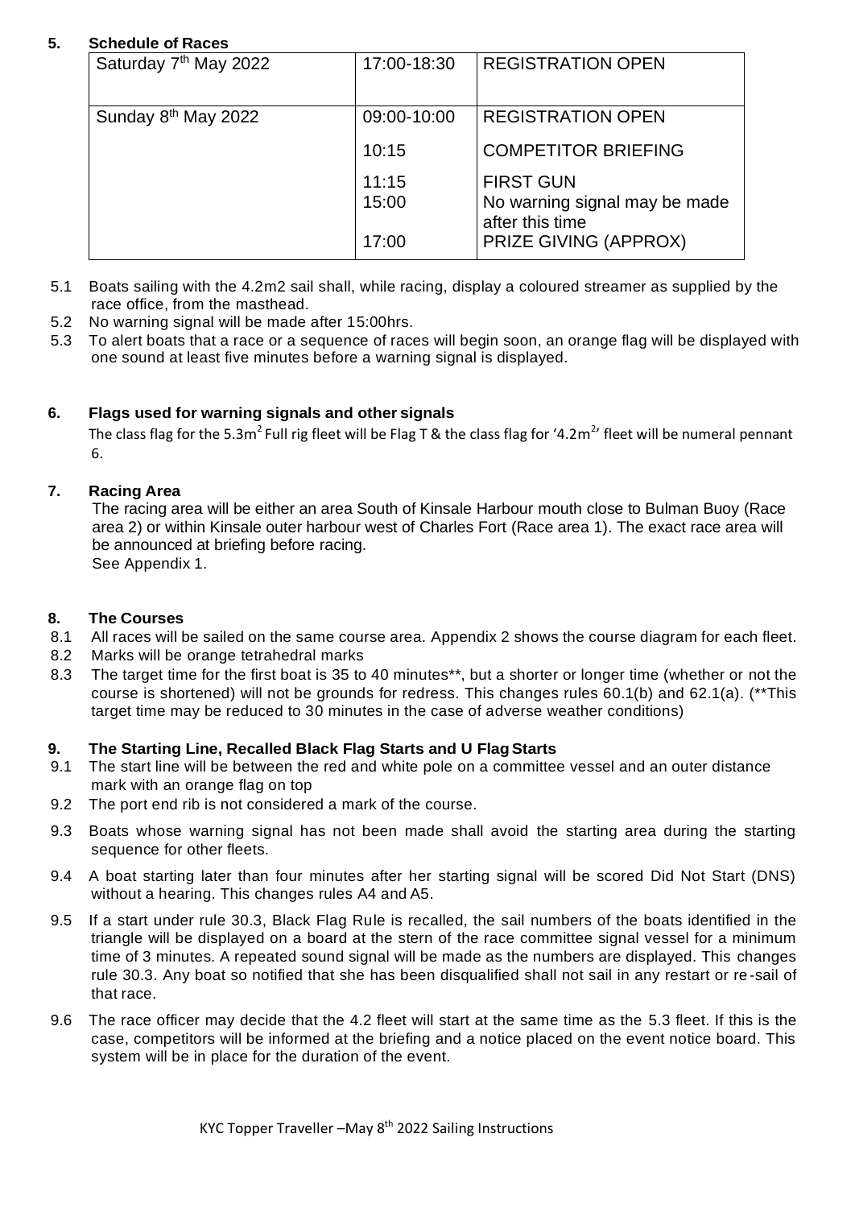## 5. Schedule of Races

| | | |
|---|---|---|
| Saturday 7th May 2022 | 17:00-18:30 | REGISTRATION OPEN |
| Sunday 8th May 2022 | 09:00-10:00 | REGISTRATION OPEN |
| | 10:15 | COMPETITOR BRIEFING |
| | 11:15 | FIRST GUN |
| | 15:00 | No warning signal may be made after this time |
| | 17:00 | PRIZE GIVING (APPROX) |

5.1 Boats sailing with the 4.2m2 sail shall, while racing, display a coloured streamer as supplied by the race office, from the masthead.

5.2 No warning signal will be made after 15:00hrs.

5.3 To alert boats that a race or a sequence of races will begin soon, an orange flag will be displayed with one sound at least five minutes before a warning signal is displayed.

## 6. Flags used for warning signals and other signals

The class flag for the 5.3$m^2$ Full rig fleet will be Flag T & the class flag for '4.2$m^2$' fleet will be numeral pennant 6.

## 7. Racing Area

The racing area will be either an area South of Kinsale Harbour mouth close to Bulman Buoy (Race area 2) or within Kinsale outer harbour west of Charles Fort (Race area 1). The exact race area will be announced at briefing before racing.
See Appendix 1.

## 8. The Courses

8.1 All races will be sailed on the same course area. Appendix 2 shows the course diagram for each fleet.

8.2 Marks will be orange tetrahedral marks

8.3 The target time for the first boat is 35 to 40 minutes**, but a shorter or longer time (whether or not the course is shortened) will not be grounds for redress. This changes rules 60.1(b) and 62.1(a). (**This target time may be reduced to 30 minutes in the case of adverse weather conditions)

## 9. The Starting Line, Recalled Black Flag Starts and U Flag Starts

9.1 The start line will be between the red and white pole on a committee vessel and an outer distance mark with an orange flag on top

9.2 The port end rib is not considered a mark of the course.

9.3 Boats whose warning signal has not been made shall avoid the starting area during the starting sequence for other fleets.

9.4 A boat starting later than four minutes after her starting signal will be scored Did Not Start (DNS) without a hearing. This changes rules A4 and A5.

9.5 If a start under rule 30.3, Black Flag Rule is recalled, the sail numbers of the boats identified in the triangle will be displayed on a board at the stern of the race committee signal vessel for a minimum time of 3 minutes. A repeated sound signal will be made as the numbers are displayed. This changes rule 30.3. Any boat so notified that she has been disqualified shall not sail in any restart or re-sail of that race.

9.6 The race officer may decide that the 4.2 fleet will start at the same time as the 5.3 fleet. If this is the case, competitors will be informed at the briefing and a notice placed on the event notice board. This system will be in place for the duration of the event.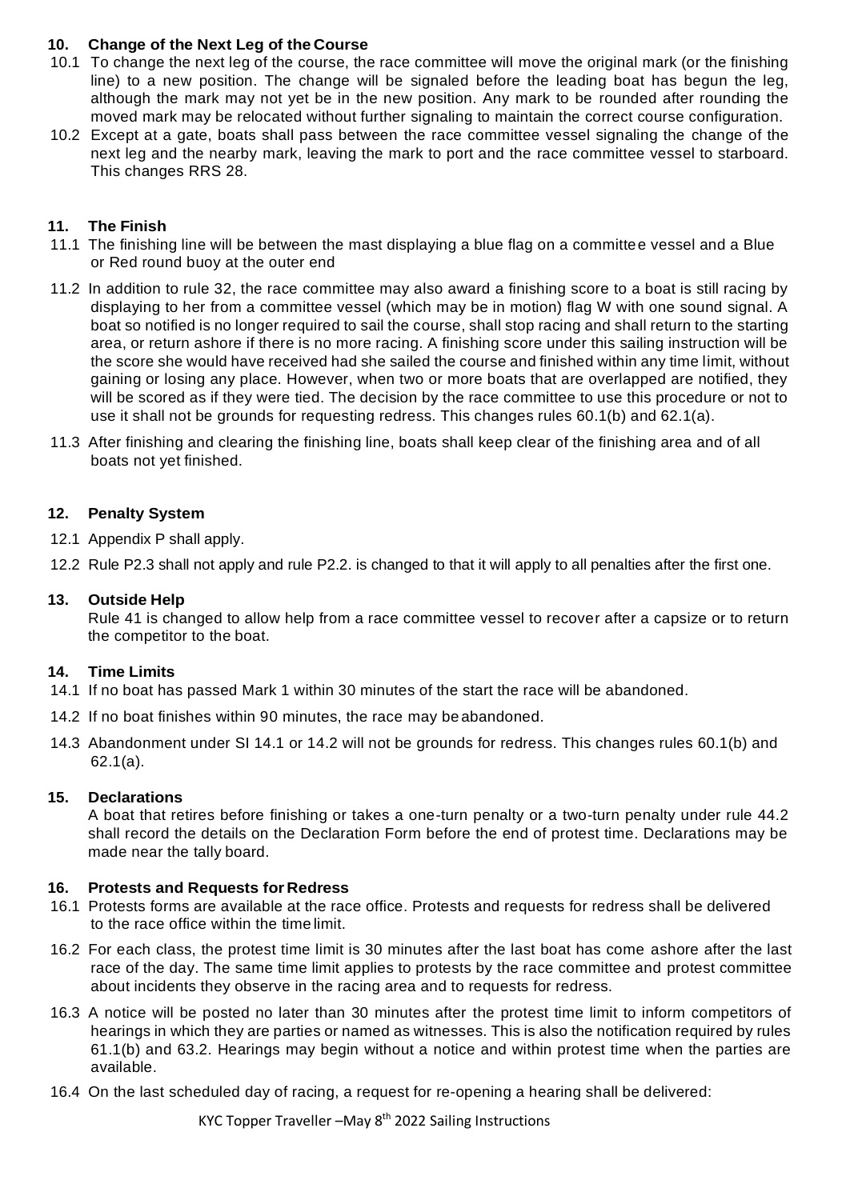## 10. Change of the Next Leg of the Course

10.1 To change the next leg of the course, the race committee will move the original mark (or the finishing line) to a new position. The change will be signaled before the leading boat has begun the leg, although the mark may not yet be in the new position. Any mark to be rounded after rounding the moved mark may be relocated without further signaling to maintain the correct course configuration.

10.2 Except at a gate, boats shall pass between the race committee vessel signaling the change of the next leg and the nearby mark, leaving the mark to port and the race committee vessel to starboard. This changes RRS 28.

## 11. The Finish

11.1 The finishing line will be between the mast displaying a blue flag on a committee vessel and a Blue or Red round buoy at the outer end

11.2 In addition to rule 32, the race committee may also award a finishing score to a boat is still racing by displaying to her from a committee vessel (which may be in motion) flag W with one sound signal. A boat so notified is no longer required to sail the course, shall stop racing and shall return to the starting area, or return ashore if there is no more racing. A finishing score under this sailing instruction will be the score she would have received had she sailed the course and finished within any time limit, without gaining or losing any place. However, when two or more boats that are overlapped are notified, they will be scored as if they were tied. The decision by the race committee to use this procedure or not to use it shall not be grounds for requesting redress. This changes rules 60.1(b) and 62.1(a).

11.3 After finishing and clearing the finishing line, boats shall keep clear of the finishing area and of all boats not yet finished.

## 12. Penalty System

12.1 Appendix P shall apply.

12.2 Rule P2.3 shall not apply and rule P2.2. is changed to that it will apply to all penalties after the first one.

## 13. Outside Help

Rule 41 is changed to allow help from a race committee vessel to recover after a capsize or to return the competitor to the boat.

## 14. Time Limits

14.1 If no boat has passed Mark 1 within 30 minutes of the start the race will be abandoned.

14.2 If no boat finishes within 90 minutes, the race may be abandoned.

14.3 Abandonment under SI 14.1 or 14.2 will not be grounds for redress. This changes rules 60.1(b) and 62.1(a).

## 15. Declarations

A boat that retires before finishing or takes a one-turn penalty or a two-turn penalty under rule 44.2 shall record the details on the Declaration Form before the end of protest time. Declarations may be made near the tally board.

## 16. Protests and Requests for Redress

16.1 Protests forms are available at the race office. Protests and requests for redress shall be delivered to the race office within the time limit.

16.2 For each class, the protest time limit is 30 minutes after the last boat has come ashore after the last race of the day. The same time limit applies to protests by the race committee and protest committee about incidents they observe in the racing area and to requests for redress.

16.3 A notice will be posted no later than 30 minutes after the protest time limit to inform competitors of hearings in which they are parties or named as witnesses. This is also the notification required by rules 61.1(b) and 63.2. Hearings may begin without a notice and within protest time when the parties are available.

16.4 On the last scheduled day of racing, a request for re-opening a hearing shall be delivered: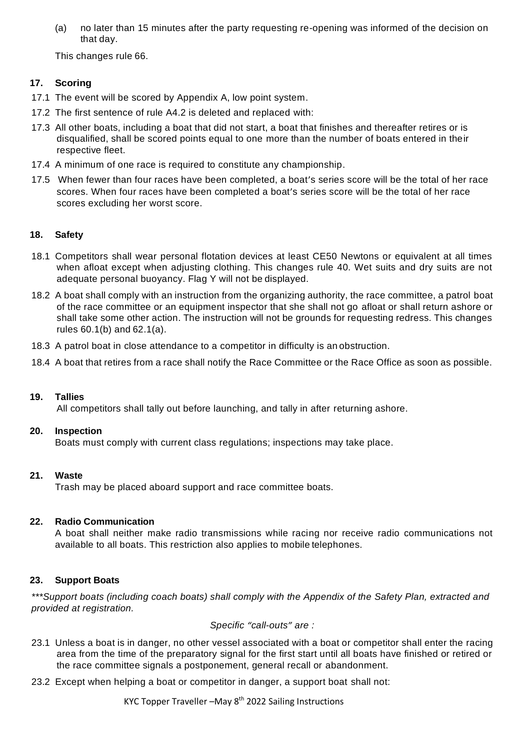(a) no later than 15 minutes after the party requesting re-opening was informed of the decision on that day.

This changes rule 66.

## 17. Scoring

17.1 The event will be scored by Appendix A, low point system.

17.2 The first sentence of rule A4.2 is deleted and replaced with:

17.3 All other boats, including a boat that did not start, a boat that finishes and thereafter retires or is disqualified, shall be scored points equal to one more than the number of boats entered in their respective fleet.

17.4 A minimum of one race is required to constitute any championship.

17.5 When fewer than four races have been completed, a boat's series score will be the total of her race scores. When four races have been completed a boat's series score will be the total of her race scores excluding her worst score.

## 18. Safety

18.1 Competitors shall wear personal flotation devices at least CE50 Newtons or equivalent at all times when afloat except when adjusting clothing. This changes rule 40. Wet suits and dry suits are not adequate personal buoyancy. Flag Y will not be displayed.

18.2 A boat shall comply with an instruction from the organizing authority, the race committee, a patrol boat of the race committee or an equipment inspector that she shall not go afloat or shall return ashore or shall take some other action. The instruction will not be grounds for requesting redress. This changes rules 60.1(b) and 62.1(a).

18.3 A patrol boat in close attendance to a competitor in difficulty is an obstruction.

18.4 A boat that retires from a race shall notify the Race Committee or the Race Office as soon as possible.

## 19. Tallies

All competitors shall tally out before launching, and tally in after returning ashore.

## 20. Inspection

Boats must comply with current class regulations; inspections may take place.

## 21. Waste

Trash may be placed aboard support and race committee boats.

## 22. Radio Communication

A boat shall neither make radio transmissions while racing nor receive radio communications not available to all boats. This restriction also applies to mobile telephones.

## 23. Support Boats

****Support boats (including coach boats) shall comply with the Appendix of the Safety Plan, extracted and provided at registration.*

*Specific "call-outs" are :*

23.1 Unless a boat is in danger, no other vessel associated with a boat or competitor shall enter the racing area from the time of the preparatory signal for the first start until all boats have finished or retired or the race committee signals a postponement, general recall or abandonment.

23.2 Except when helping a boat or competitor in danger, a support boat shall not: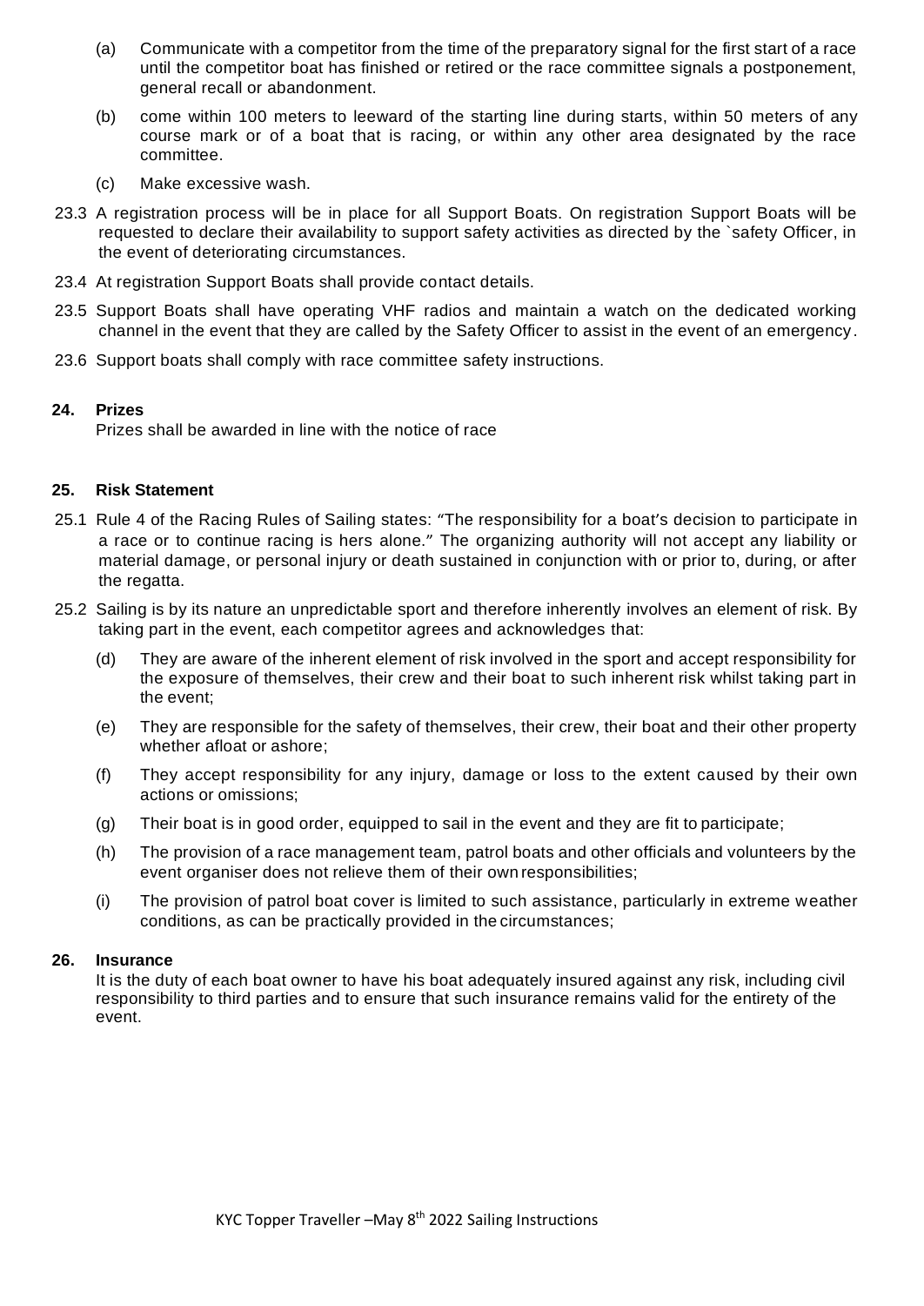(a) Communicate with a competitor from the time of the preparatory signal for the first start of a race until the competitor boat has finished or retired or the race committee signals a postponement, general recall or abandonment.

(b) come within 100 meters to leeward of the starting line during starts, within 50 meters of any course mark or of a boat that is racing, or within any other area designated by the race committee.

(c) Make excessive wash.

23.3 A registration process will be in place for all Support Boats. On registration Support Boats will be requested to declare their availability to support safety activities as directed by the `safety Officer, in the event of deteriorating circumstances.

23.4 At registration Support Boats shall provide contact details.

23.5 Support Boats shall have operating VHF radios and maintain a watch on the dedicated working channel in the event that they are called by the Safety Officer to assist in the event of an emergency.

23.6 Support boats shall comply with race committee safety instructions.

## 24. Prizes

Prizes shall be awarded in line with the notice of race

## 25. Risk Statement

25.1 Rule 4 of the Racing Rules of Sailing states: "The responsibility for a boat's decision to participate in a race or to continue racing is hers alone." The organizing authority will not accept any liability or material damage, or personal injury or death sustained in conjunction with or prior to, during, or after the regatta.

25.2 Sailing is by its nature an unpredictable sport and therefore inherently involves an element of risk. By taking part in the event, each competitor agrees and acknowledges that:

(d) They are aware of the inherent element of risk involved in the sport and accept responsibility for the exposure of themselves, their crew and their boat to such inherent risk whilst taking part in the event;

(e) They are responsible for the safety of themselves, their crew, their boat and their other property whether afloat or ashore;

(f) They accept responsibility for any injury, damage or loss to the extent caused by their own actions or omissions;

(g) Their boat is in good order, equipped to sail in the event and they are fit to participate;

(h) The provision of a race management team, patrol boats and other officials and volunteers by the event organiser does not relieve them of their own responsibilities;

(i) The provision of patrol boat cover is limited to such assistance, particularly in extreme weather conditions, as can be practically provided in the circumstances;

## 26. Insurance

It is the duty of each boat owner to have his boat adequately insured against any risk, including civil responsibility to third parties and to ensure that such insurance remains valid for the entirety of the event.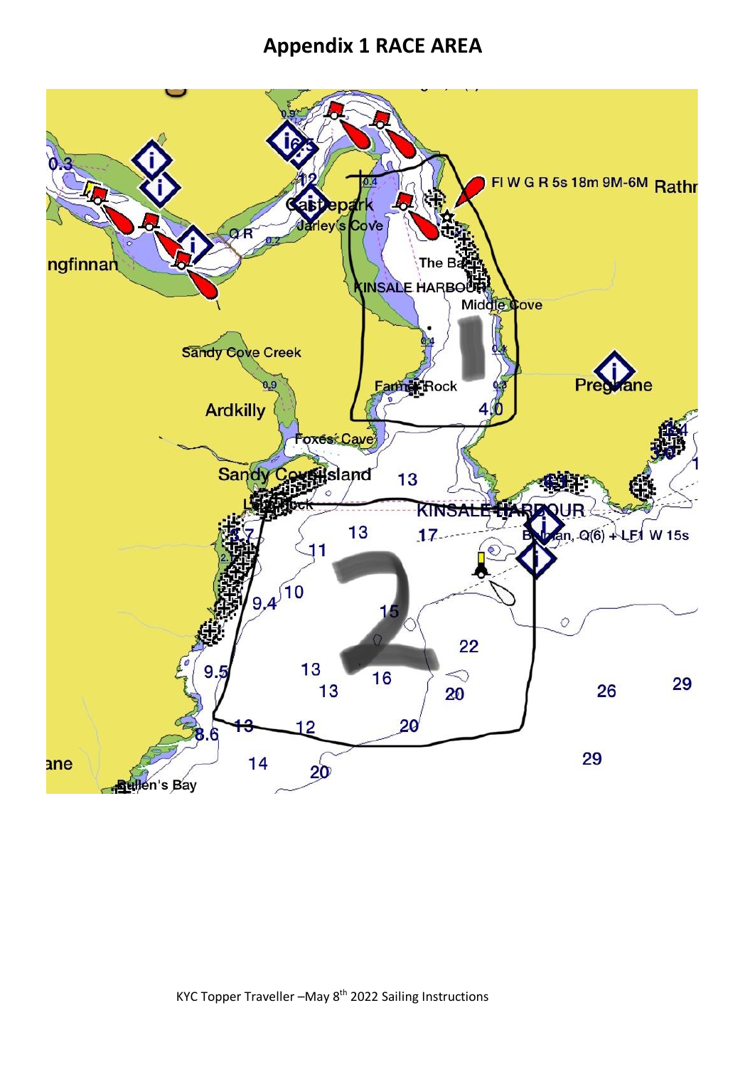# Appendix 1 RACE AREA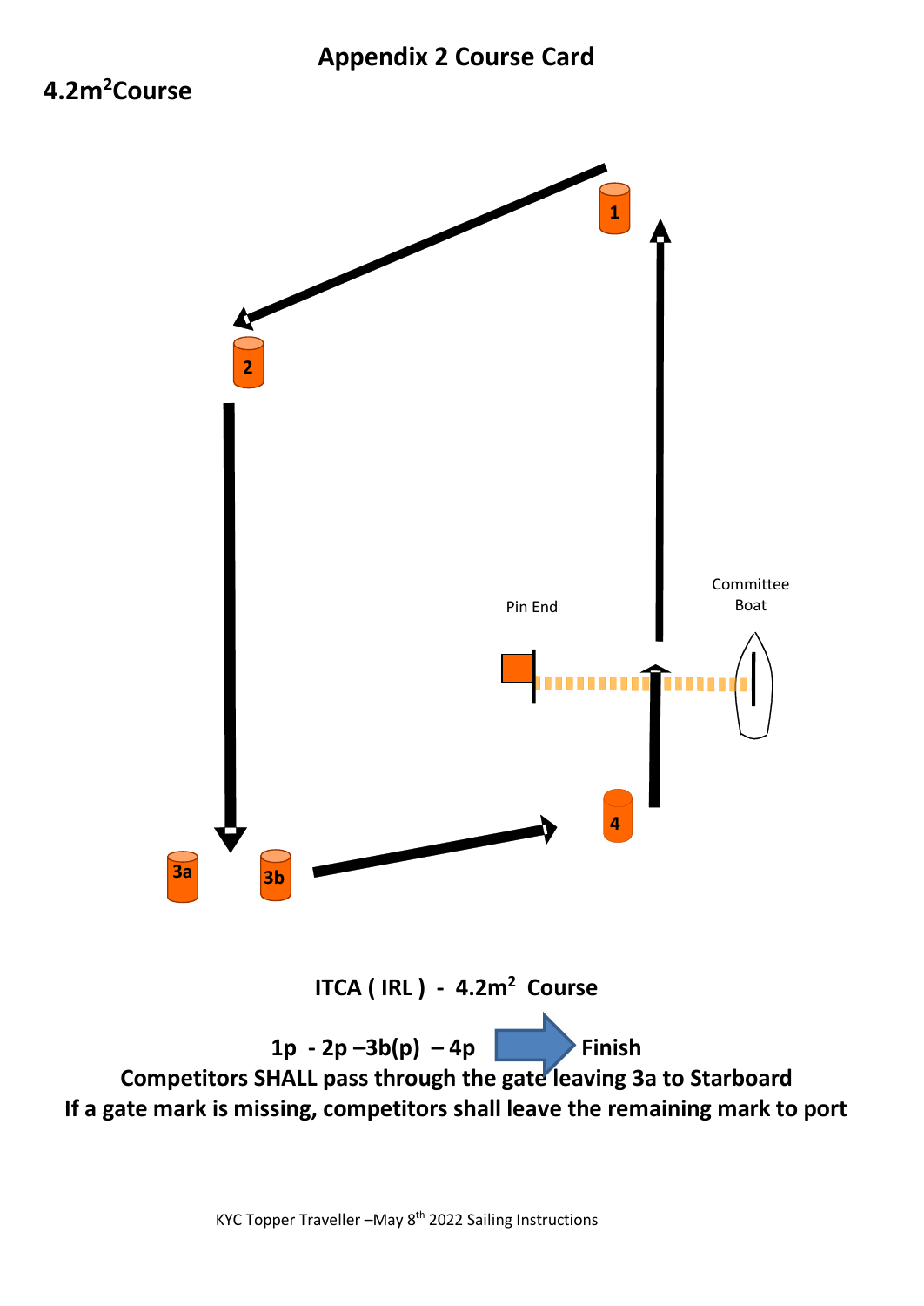# Appendix 2 Course Card

## $4.2m^2$ Course

1

2

Pin End

Committee Boat

3a

3b

4

**ITCA ( IRL ) - $4.2m^2$ Course**

**1p - 2p –3b(p) – 4p ➡ Finish**

**Competitors SHALL pass through the gate leaving 3a to Starboard**

**If a gate mark is missing, competitors shall leave the remaining mark to port**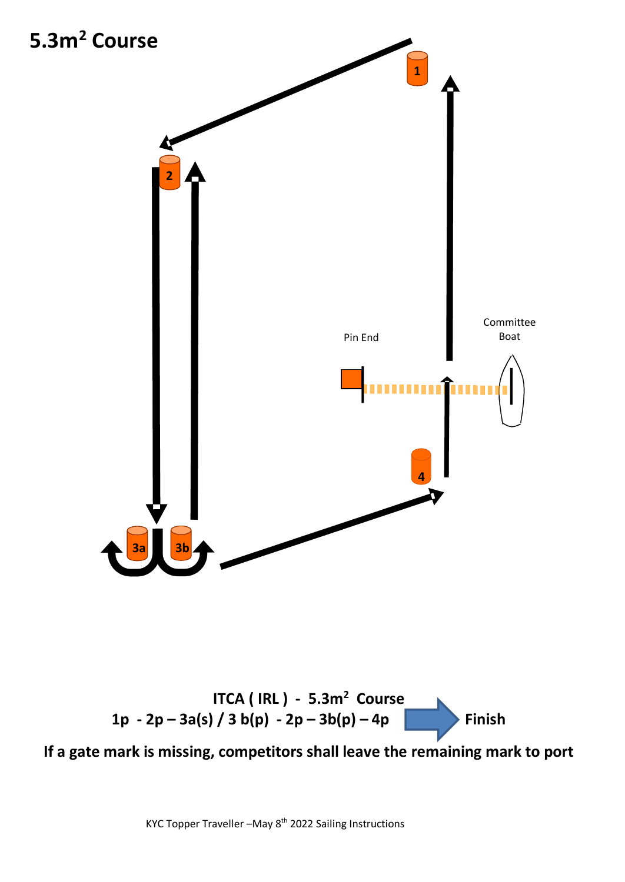# 5.3m² Course

1

2

Pin End

Committee Boat

4

3a

3b

**ITCA ( IRL ) - 5.3m² Course**

**1p - 2p – 3a(s) / 3 b(p) - 2p – 3b(p) – 4p** → **Finish**

**If a gate mark is missing, competitors shall leave the remaining mark to port**